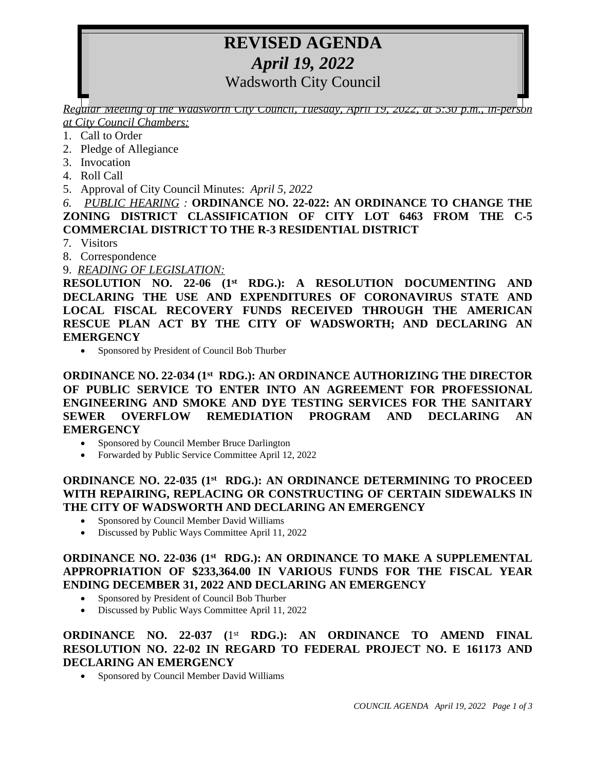# REVISED AGENDA

## *April 19, 2022*

## Wadsworth City Council

*Regular Meeting of the Wadsworth City Council, Tuesday, April 19, 2022, at 5:30 p.m., in-person at City Council Chambers:*

1. Call to Order
2. Pledge of Allegiance
3. Invocation
4. Roll Call
5. Approval of City Council Minutes: *April 5, 2022*
6. *PUBLIC HEARING* : **ORDINANCE NO. 22-022: AN ORDINANCE TO CHANGE THE ZONING DISTRICT CLASSIFICATION OF CITY LOT 6463 FROM THE C-5 COMMERCIAL DISTRICT TO THE R-3 RESIDENTIAL DISTRICT**
7. Visitors
8. Correspondence
9. *READING OF LEGISLATION:*

**RESOLUTION NO. 22-06 (1st RDG.): A RESOLUTION DOCUMENTING AND DECLARING THE USE AND EXPENDITURES OF CORONAVIRUS STATE AND LOCAL FISCAL RECOVERY FUNDS RECEIVED THROUGH THE AMERICAN RESCUE PLAN ACT BY THE CITY OF WADSWORTH; AND DECLARING AN EMERGENCY**

- Sponsored by President of Council Bob Thurber

**ORDINANCE NO. 22-034 (1st RDG.): AN ORDINANCE AUTHORIZING THE DIRECTOR OF PUBLIC SERVICE TO ENTER INTO AN AGREEMENT FOR PROFESSIONAL ENGINEERING AND SMOKE AND DYE TESTING SERVICES FOR THE SANITARY SEWER OVERFLOW REMEDIATION PROGRAM AND DECLARING AN EMERGENCY**

- Sponsored by Council Member Bruce Darlington
- Forwarded by Public Service Committee April 12, 2022

**ORDINANCE NO. 22-035 (1st RDG.): AN ORDINANCE DETERMINING TO PROCEED WITH REPAIRING, REPLACING OR CONSTRUCTING OF CERTAIN SIDEWALKS IN THE CITY OF WADSWORTH AND DECLARING AN EMERGENCY**

- Sponsored by Council Member David Williams
- Discussed by Public Ways Committee April 11, 2022

**ORDINANCE NO. 22-036 (1st RDG.): AN ORDINANCE TO MAKE A SUPPLEMENTAL APPROPRIATION OF $233,364.00 IN VARIOUS FUNDS FOR THE FISCAL YEAR ENDING DECEMBER 31, 2022 AND DECLARING AN EMERGENCY**

- Sponsored by President of Council Bob Thurber
- Discussed by Public Ways Committee April 11, 2022

**ORDINANCE NO. 22-037 (**1st **RDG.): AN ORDINANCE TO AMEND FINAL RESOLUTION NO. 22-02 IN REGARD TO FEDERAL PROJECT NO. E 161173 AND DECLARING AN EMERGENCY**

- Sponsored by Council Member David Williams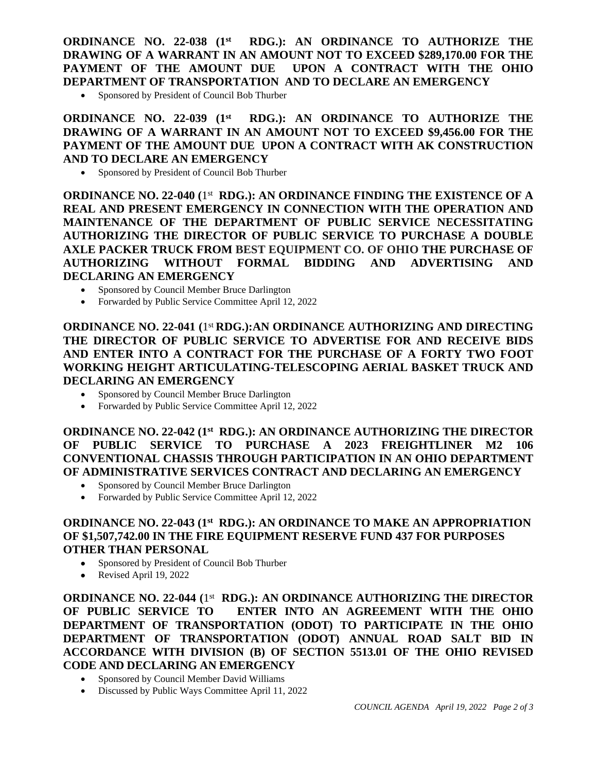**ORDINANCE NO. 22-038 (1st RDG.): AN ORDINANCE TO AUTHORIZE THE DRAWING OF A WARRANT IN AN AMOUNT NOT TO EXCEED $289,170.00 FOR THE PAYMENT OF THE AMOUNT DUE UPON A CONTRACT WITH THE OHIO DEPARTMENT OF TRANSPORTATION AND TO DECLARE AN EMERGENCY**

- Sponsored by President of Council Bob Thurber

**ORDINANCE NO. 22-039 (1st RDG.): AN ORDINANCE TO AUTHORIZE THE DRAWING OF A WARRANT IN AN AMOUNT NOT TO EXCEED $9,456.00 FOR THE PAYMENT OF THE AMOUNT DUE UPON A CONTRACT WITH AK CONSTRUCTION AND TO DECLARE AN EMERGENCY**

- Sponsored by President of Council Bob Thurber

**ORDINANCE NO. 22-040 (1st RDG.): AN ORDINANCE FINDING THE EXISTENCE OF A REAL AND PRESENT EMERGENCY IN CONNECTION WITH THE OPERATION AND MAINTENANCE OF THE DEPARTMENT OF PUBLIC SERVICE NECESSITATING AUTHORIZING THE DIRECTOR OF PUBLIC SERVICE TO PURCHASE A DOUBLE AXLE PACKER TRUCK FROM BEST EQUIPMENT CO. OF OHIO THE PURCHASE OF AUTHORIZING WITHOUT FORMAL BIDDING AND ADVERTISING AND DECLARING AN EMERGENCY**

- Sponsored by Council Member Bruce Darlington
- Forwarded by Public Service Committee April 12, 2022

**ORDINANCE NO. 22-041 (1st RDG.):AN ORDINANCE AUTHORIZING AND DIRECTING THE DIRECTOR OF PUBLIC SERVICE TO ADVERTISE FOR AND RECEIVE BIDS AND ENTER INTO A CONTRACT FOR THE PURCHASE OF A FORTY TWO FOOT WORKING HEIGHT ARTICULATING-TELESCOPING AERIAL BASKET TRUCK AND DECLARING AN EMERGENCY**

- Sponsored by Council Member Bruce Darlington
- Forwarded by Public Service Committee April 12, 2022

**ORDINANCE NO. 22-042 (1st RDG.): AN ORDINANCE AUTHORIZING THE DIRECTOR OF PUBLIC SERVICE TO PURCHASE A 2023 FREIGHTLINER M2 106 CONVENTIONAL CHASSIS THROUGH PARTICIPATION IN AN OHIO DEPARTMENT OF ADMINISTRATIVE SERVICES CONTRACT AND DECLARING AN EMERGENCY**

- Sponsored by Council Member Bruce Darlington
- Forwarded by Public Service Committee April 12, 2022

**ORDINANCE NO. 22-043 (1st RDG.): AN ORDINANCE TO MAKE AN APPROPRIATION OF $1,507,742.00 IN THE FIRE EQUIPMENT RESERVE FUND 437 FOR PURPOSES OTHER THAN PERSONAL**

- Sponsored by President of Council Bob Thurber
- Revised April 19, 2022

**ORDINANCE NO. 22-044 (1st RDG.): AN ORDINANCE AUTHORIZING THE DIRECTOR OF PUBLIC SERVICE TO ENTER INTO AN AGREEMENT WITH THE OHIO DEPARTMENT OF TRANSPORTATION (ODOT) TO PARTICIPATE IN THE OHIO DEPARTMENT OF TRANSPORTATION (ODOT) ANNUAL ROAD SALT BID IN ACCORDANCE WITH DIVISION (B) OF SECTION 5513.01 OF THE OHIO REVISED CODE AND DECLARING AN EMERGENCY**

- Sponsored by Council Member David Williams
- Discussed by Public Ways Committee April 11, 2022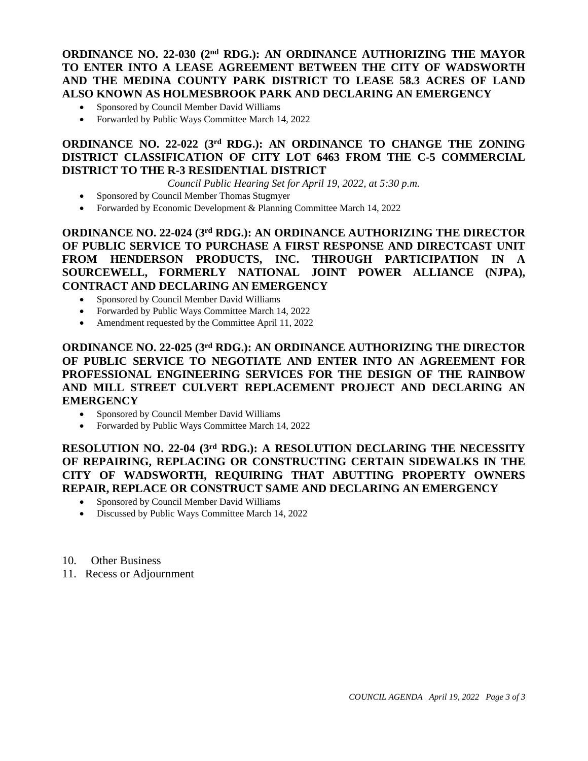**ORDINANCE NO. 22-030 (2nd RDG.): AN ORDINANCE AUTHORIZING THE MAYOR TO ENTER INTO A LEASE AGREEMENT BETWEEN THE CITY OF WADSWORTH AND THE MEDINA COUNTY PARK DISTRICT TO LEASE 58.3 ACRES OF LAND ALSO KNOWN AS HOLMESBROOK PARK AND DECLARING AN EMERGENCY**

- Sponsored by Council Member David Williams
- Forwarded by Public Ways Committee March 14, 2022

**ORDINANCE NO. 22-022 (3rd RDG.): AN ORDINANCE TO CHANGE THE ZONING DISTRICT CLASSIFICATION OF CITY LOT 6463 FROM THE C-5 COMMERCIAL DISTRICT TO THE R-3 RESIDENTIAL DISTRICT**

*Council Public Hearing Set for April 19, 2022, at 5:30 p.m.*

- Sponsored by Council Member Thomas Stugmyer
- Forwarded by Economic Development & Planning Committee March 14, 2022

**ORDINANCE NO. 22-024 (3rd RDG.): AN ORDINANCE AUTHORIZING THE DIRECTOR OF PUBLIC SERVICE TO PURCHASE A FIRST RESPONSE AND DIRECTCAST UNIT FROM HENDERSON PRODUCTS, INC. THROUGH PARTICIPATION IN A SOURCEWELL, FORMERLY NATIONAL JOINT POWER ALLIANCE (NJPA), CONTRACT AND DECLARING AN EMERGENCY**

- Sponsored by Council Member David Williams
- Forwarded by Public Ways Committee March 14, 2022
- Amendment requested by the Committee April 11, 2022

**ORDINANCE NO. 22-025 (3rd RDG.): AN ORDINANCE AUTHORIZING THE DIRECTOR OF PUBLIC SERVICE TO NEGOTIATE AND ENTER INTO AN AGREEMENT FOR PROFESSIONAL ENGINEERING SERVICES FOR THE DESIGN OF THE RAINBOW AND MILL STREET CULVERT REPLACEMENT PROJECT AND DECLARING AN EMERGENCY**

- Sponsored by Council Member David Williams
- Forwarded by Public Ways Committee March 14, 2022

**RESOLUTION NO. 22-04 (3rd RDG.): A RESOLUTION DECLARING THE NECESSITY OF REPAIRING, REPLACING OR CONSTRUCTING CERTAIN SIDEWALKS IN THE CITY OF WADSWORTH, REQUIRING THAT ABUTTING PROPERTY OWNERS REPAIR, REPLACE OR CONSTRUCT SAME AND DECLARING AN EMERGENCY**

- Sponsored by Council Member David Williams
- Discussed by Public Ways Committee March 14, 2022

10. Other Business
11. Recess or Adjournment